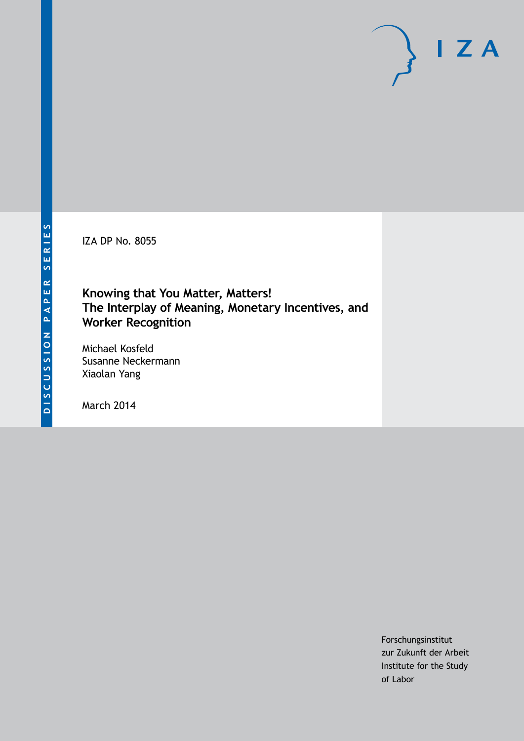DISCUSSION PAPER SERIES

IZA

IZA DP No. 8055

# Knowing that You Matter, Matters!
# The Interplay of Meaning, Monetary Incentives, and Worker Recognition

Michael Kosfeld
Susanne Neckermann
Xiaolan Yang

March 2014

Forschungsinstitut
zur Zukunft der Arbeit
Institute for the Study
of Labor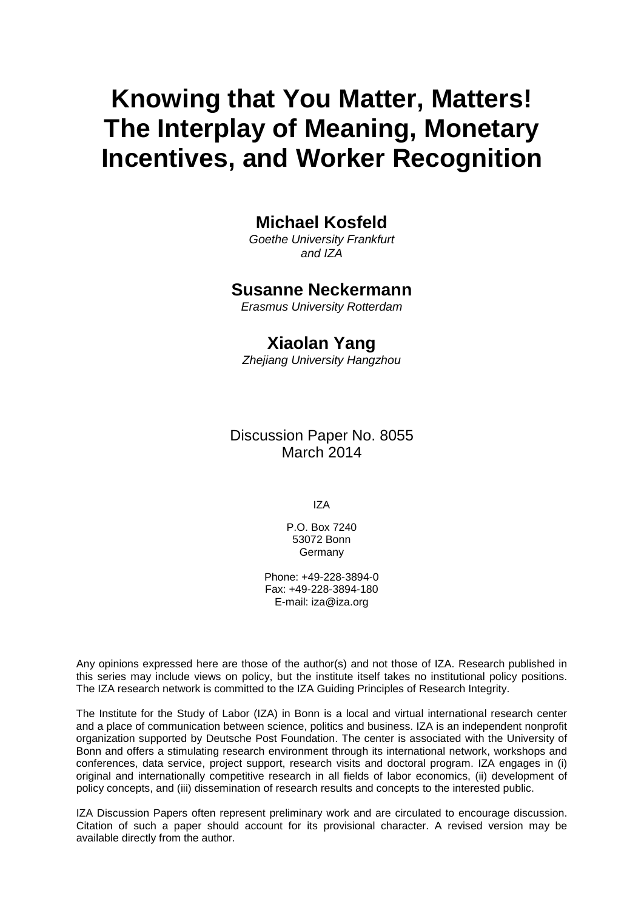# Knowing that You Matter, Matters! The Interplay of Meaning, Monetary Incentives, and Worker Recognition

**Michael Kosfeld**
*Goethe University Frankfurt and IZA*

**Susanne Neckermann**
*Erasmus University Rotterdam*

**Xiaolan Yang**
*Zhejiang University Hangzhou*

Discussion Paper No. 8055
March 2014

IZA

P.O. Box 7240
53072 Bonn
Germany

Phone: +49-228-3894-0
Fax: +49-228-3894-180
E-mail: iza@iza.org

Any opinions expressed here are those of the author(s) and not those of IZA. Research published in this series may include views on policy, but the institute itself takes no institutional policy positions. The IZA research network is committed to the IZA Guiding Principles of Research Integrity.

The Institute for the Study of Labor (IZA) in Bonn is a local and virtual international research center and a place of communication between science, politics and business. IZA is an independent nonprofit organization supported by Deutsche Post Foundation. The center is associated with the University of Bonn and offers a stimulating research environment through its international network, workshops and conferences, data service, project support, research visits and doctoral program. IZA engages in (i) original and internationally competitive research in all fields of labor economics, (ii) development of policy concepts, and (iii) dissemination of research results and concepts to the interested public.

IZA Discussion Papers often represent preliminary work and are circulated to encourage discussion. Citation of such a paper should account for its provisional character. A revised version may be available directly from the author.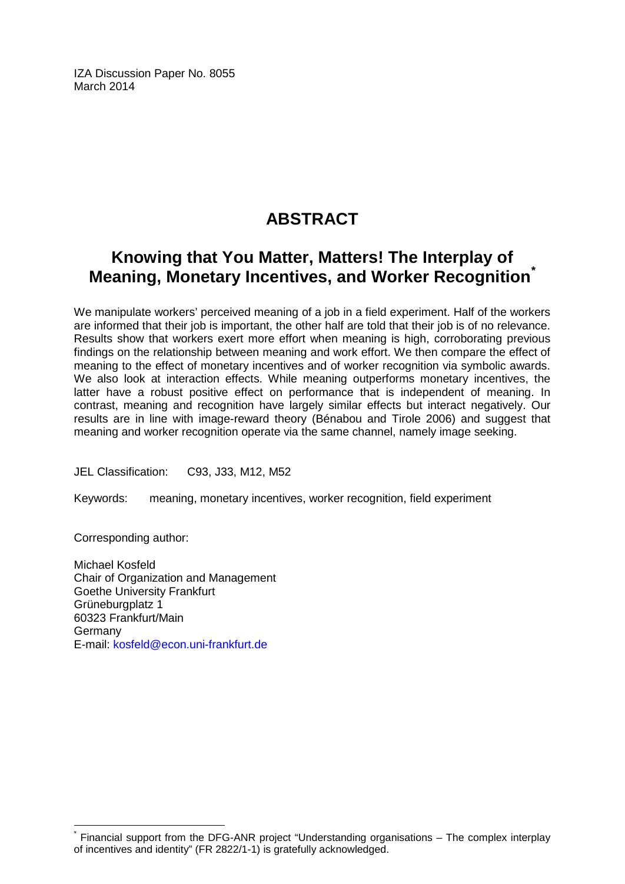IZA Discussion Paper No. 8055
March 2014

# ABSTRACT

## Knowing that You Matter, Matters! The Interplay of Meaning, Monetary Incentives, and Worker Recognition*

We manipulate workers' perceived meaning of a job in a field experiment. Half of the workers are informed that their job is important, the other half are told that their job is of no relevance. Results show that workers exert more effort when meaning is high, corroborating previous findings on the relationship between meaning and work effort. We then compare the effect of meaning to the effect of monetary incentives and of worker recognition via symbolic awards. We also look at interaction effects. While meaning outperforms monetary incentives, the latter have a robust positive effect on performance that is independent of meaning. In contrast, meaning and recognition have largely similar effects but interact negatively. Our results are in line with image-reward theory (Bénabou and Tirole 2006) and suggest that meaning and worker recognition operate via the same channel, namely image seeking.

JEL Classification: C93, J33, M12, M52

Keywords: meaning, monetary incentives, worker recognition, field experiment

Corresponding author:

Michael Kosfeld
Chair of Organization and Management
Goethe University Frankfurt
Grüneburgplatz 1
60323 Frankfurt/Main
Germany
E-mail: kosfeld@econ.uni-frankfurt.de

* Financial support from the DFG-ANR project "Understanding organisations – The complex interplay of incentives and identity" (FR 2822/1-1) is gratefully acknowledged.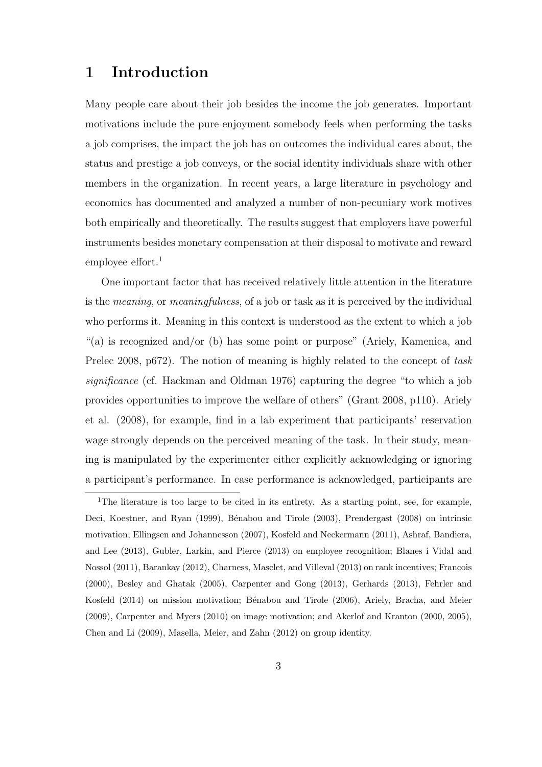# 1 Introduction

Many people care about their job besides the income the job generates. Important motivations include the pure enjoyment somebody feels when performing the tasks a job comprises, the impact the job has on outcomes the individual cares about, the status and prestige a job conveys, or the social identity individuals share with other members in the organization. In recent years, a large literature in psychology and economics has documented and analyzed a number of non-pecuniary work motives both empirically and theoretically. The results suggest that employers have powerful instruments besides monetary compensation at their disposal to motivate and reward employee effort.[1]

One important factor that has received relatively little attention in the literature is the *meaning*, or *meaningfulness*, of a job or task as it is perceived by the individual who performs it. Meaning in this context is understood as the extent to which a job "(a) is recognized and/or (b) has some point or purpose" (Ariely, Kamenica, and Prelec 2008, p672). The notion of meaning is highly related to the concept of *task significance* (cf. Hackman and Oldman 1976) capturing the degree "to which a job provides opportunities to improve the welfare of others" (Grant 2008, p110). Ariely et al. (2008), for example, find in a lab experiment that participants' reservation wage strongly depends on the perceived meaning of the task. In their study, meaning is manipulated by the experimenter either explicitly acknowledging or ignoring a participant's performance. In case performance is acknowledged, participants are

[1]The literature is too large to be cited in its entirety. As a starting point, see, for example, Deci, Koestner, and Ryan (1999), Bénabou and Tirole (2003), Prendergast (2008) on intrinsic motivation; Ellingsen and Johannesson (2007), Kosfeld and Neckermann (2011), Ashraf, Bandiera, and Lee (2013), Gubler, Larkin, and Pierce (2013) on employee recognition; Blanes i Vidal and Nossol (2011), Barankay (2012), Charness, Masclet, and Villeval (2013) on rank incentives; Francois (2000), Besley and Ghatak (2005), Carpenter and Gong (2013), Gerhards (2013), Fehrler and Kosfeld (2014) on mission motivation; Bénabou and Tirole (2006), Ariely, Bracha, and Meier (2009), Carpenter and Myers (2010) on image motivation; and Akerlof and Kranton (2000, 2005), Chen and Li (2009), Masella, Meier, and Zahn (2012) on group identity.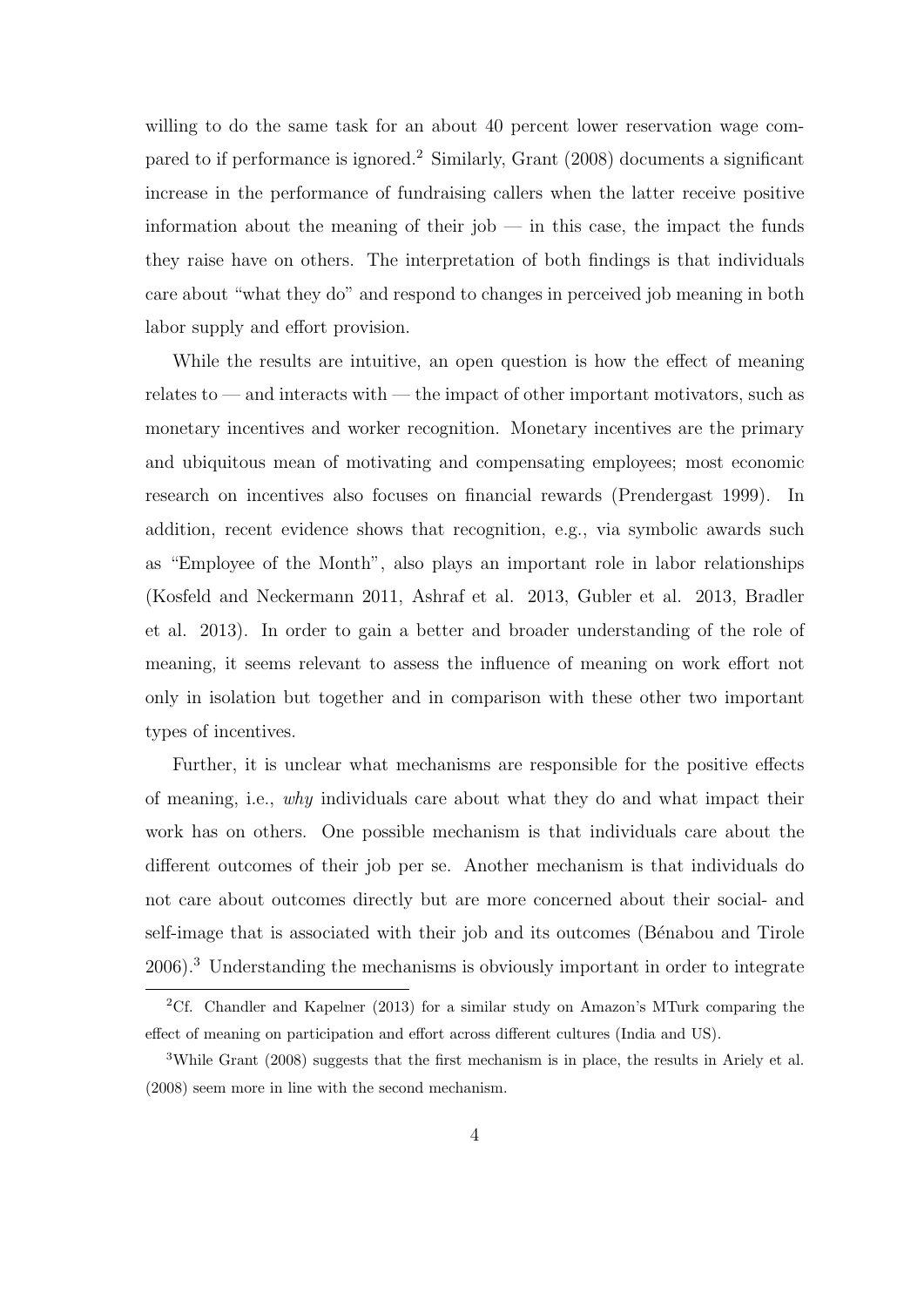willing to do the same task for an about 40 percent lower reservation wage compared to if performance is ignored.[2] Similarly, Grant (2008) documents a significant increase in the performance of fundraising callers when the latter receive positive information about the meaning of their job — in this case, the impact the funds they raise have on others. The interpretation of both findings is that individuals care about "what they do" and respond to changes in perceived job meaning in both labor supply and effort provision.

While the results are intuitive, an open question is how the effect of meaning relates to — and interacts with — the impact of other important motivators, such as monetary incentives and worker recognition. Monetary incentives are the primary and ubiquitous mean of motivating and compensating employees; most economic research on incentives also focuses on financial rewards (Prendergast 1999). In addition, recent evidence shows that recognition, e.g., via symbolic awards such as "Employee of the Month", also plays an important role in labor relationships (Kosfeld and Neckermann 2011, Ashraf et al. 2013, Gubler et al. 2013, Bradler et al. 2013). In order to gain a better and broader understanding of the role of meaning, it seems relevant to assess the influence of meaning on work effort not only in isolation but together and in comparison with these other two important types of incentives.

Further, it is unclear what mechanisms are responsible for the positive effects of meaning, i.e., *why* individuals care about what they do and what impact their work has on others. One possible mechanism is that individuals care about the different outcomes of their job per se. Another mechanism is that individuals do not care about outcomes directly but are more concerned about their social- and self-image that is associated with their job and its outcomes (Bénabou and Tirole 2006).[3] Understanding the mechanisms is obviously important in order to integrate

[2] Cf. Chandler and Kapelner (2013) for a similar study on Amazon's MTurk comparing the effect of meaning on participation and effort across different cultures (India and US).

[3] While Grant (2008) suggests that the first mechanism is in place, the results in Ariely et al. (2008) seem more in line with the second mechanism.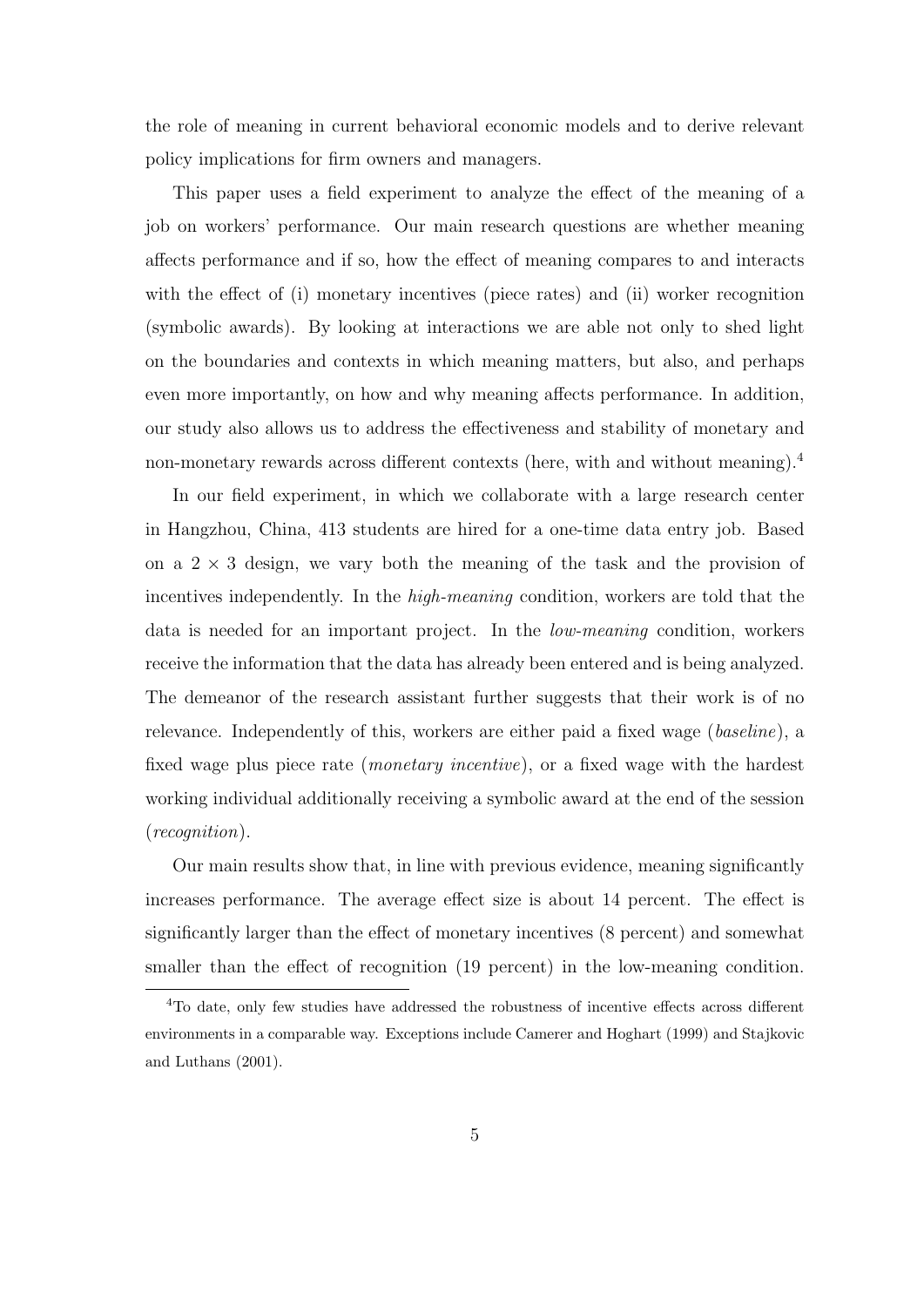the role of meaning in current behavioral economic models and to derive relevant policy implications for firm owners and managers.

This paper uses a field experiment to analyze the effect of the meaning of a job on workers' performance. Our main research questions are whether meaning affects performance and if so, how the effect of meaning compares to and interacts with the effect of (i) monetary incentives (piece rates) and (ii) worker recognition (symbolic awards). By looking at interactions we are able not only to shed light on the boundaries and contexts in which meaning matters, but also, and perhaps even more importantly, on how and why meaning affects performance. In addition, our study also allows us to address the effectiveness and stability of monetary and non-monetary rewards across different contexts (here, with and without meaning).[4]

In our field experiment, in which we collaborate with a large research center in Hangzhou, China, 413 students are hired for a one-time data entry job. Based on a $2 \times 3$ design, we vary both the meaning of the task and the provision of incentives independently. In the *high-meaning* condition, workers are told that the data is needed for an important project. In the *low-meaning* condition, workers receive the information that the data has already been entered and is being analyzed. The demeanor of the research assistant further suggests that their work is of no relevance. Independently of this, workers are either paid a fixed wage (*baseline*), a fixed wage plus piece rate (*monetary incentive*), or a fixed wage with the hardest working individual additionally receiving a symbolic award at the end of the session (*recognition*).

Our main results show that, in line with previous evidence, meaning significantly increases performance. The average effect size is about 14 percent. The effect is significantly larger than the effect of monetary incentives (8 percent) and somewhat smaller than the effect of recognition (19 percent) in the low-meaning condition.

[4] To date, only few studies have addressed the robustness of incentive effects across different environments in a comparable way. Exceptions include Camerer and Hoghart (1999) and Stajkovic and Luthans (2001).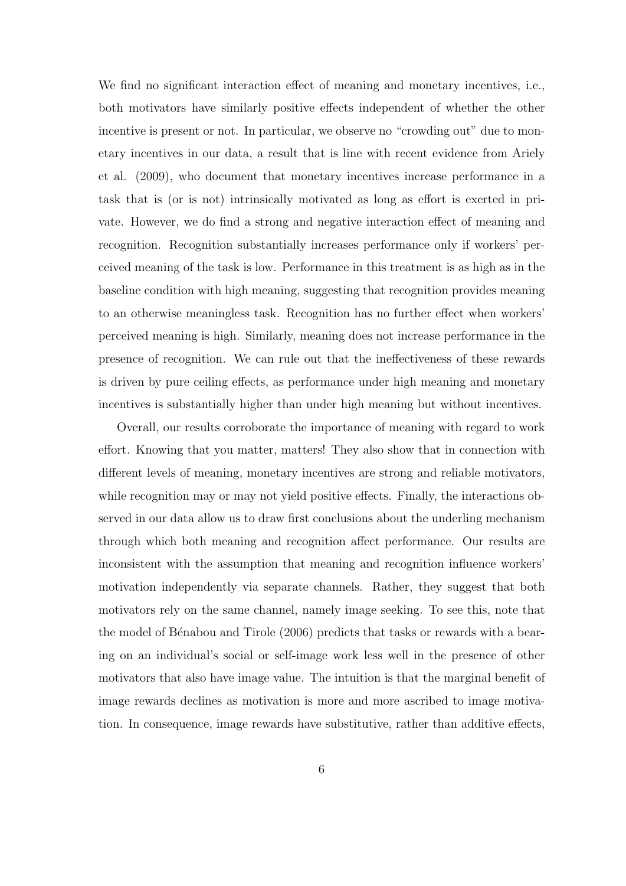We find no significant interaction effect of meaning and monetary incentives, i.e., both motivators have similarly positive effects independent of whether the other incentive is present or not. In particular, we observe no "crowding out" due to monetary incentives in our data, a result that is line with recent evidence from Ariely et al. (2009), who document that monetary incentives increase performance in a task that is (or is not) intrinsically motivated as long as effort is exerted in private. However, we do find a strong and negative interaction effect of meaning and recognition. Recognition substantially increases performance only if workers' perceived meaning of the task is low. Performance in this treatment is as high as in the baseline condition with high meaning, suggesting that recognition provides meaning to an otherwise meaningless task. Recognition has no further effect when workers' perceived meaning is high. Similarly, meaning does not increase performance in the presence of recognition. We can rule out that the ineffectiveness of these rewards is driven by pure ceiling effects, as performance under high meaning and monetary incentives is substantially higher than under high meaning but without incentives.

Overall, our results corroborate the importance of meaning with regard to work effort. Knowing that you matter, matters! They also show that in connection with different levels of meaning, monetary incentives are strong and reliable motivators, while recognition may or may not yield positive effects. Finally, the interactions observed in our data allow us to draw first conclusions about the underling mechanism through which both meaning and recognition affect performance. Our results are inconsistent with the assumption that meaning and recognition influence workers' motivation independently via separate channels. Rather, they suggest that both motivators rely on the same channel, namely image seeking. To see this, note that the model of Bénabou and Tirole (2006) predicts that tasks or rewards with a bearing on an individual's social or self-image work less well in the presence of other motivators that also have image value. The intuition is that the marginal benefit of image rewards declines as motivation is more and more ascribed to image motivation. In consequence, image rewards have substitutive, rather than additive effects,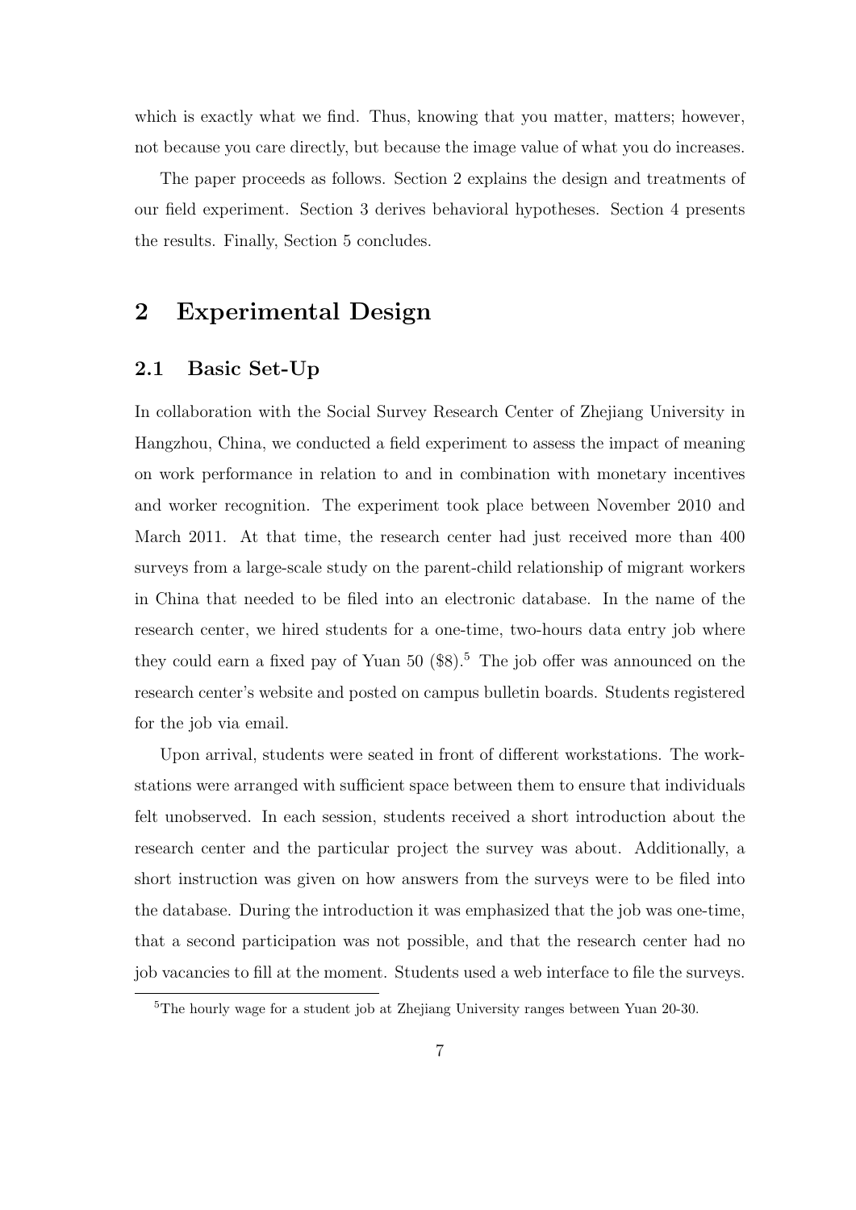which is exactly what we find. Thus, knowing that you matter, matters; however, not because you care directly, but because the image value of what you do increases.

The paper proceeds as follows. Section 2 explains the design and treatments of our field experiment. Section 3 derives behavioral hypotheses. Section 4 presents the results. Finally, Section 5 concludes.

## 2 Experimental Design

### 2.1 Basic Set-Up

In collaboration with the Social Survey Research Center of Zhejiang University in Hangzhou, China, we conducted a field experiment to assess the impact of meaning on work performance in relation to and in combination with monetary incentives and worker recognition. The experiment took place between November 2010 and March 2011. At that time, the research center had just received more than 400 surveys from a large-scale study on the parent-child relationship of migrant workers in China that needed to be filed into an electronic database. In the name of the research center, we hired students for a one-time, two-hours data entry job where they could earn a fixed pay of Yuan 50 ($8).[5] The job offer was announced on the research center's website and posted on campus bulletin boards. Students registered for the job via email.

Upon arrival, students were seated in front of different workstations. The workstations were arranged with sufficient space between them to ensure that individuals felt unobserved. In each session, students received a short introduction about the research center and the particular project the survey was about. Additionally, a short instruction was given on how answers from the surveys were to be filed into the database. During the introduction it was emphasized that the job was one-time, that a second participation was not possible, and that the research center had no job vacancies to fill at the moment. Students used a web interface to file the surveys.

[5] The hourly wage for a student job at Zhejiang University ranges between Yuan 20-30.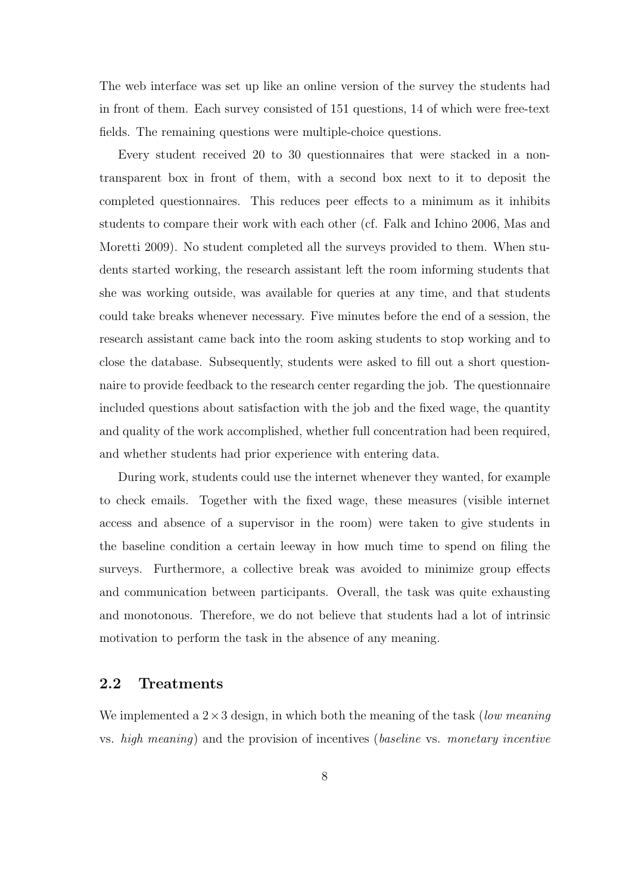The web interface was set up like an online version of the survey the students had in front of them. Each survey consisted of 151 questions, 14 of which were free-text fields. The remaining questions were multiple-choice questions.

Every student received 20 to 30 questionnaires that were stacked in a non-transparent box in front of them, with a second box next to it to deposit the completed questionnaires. This reduces peer effects to a minimum as it inhibits students to compare their work with each other (cf. Falk and Ichino 2006, Mas and Moretti 2009). No student completed all the surveys provided to them. When students started working, the research assistant left the room informing students that she was working outside, was available for queries at any time, and that students could take breaks whenever necessary. Five minutes before the end of a session, the research assistant came back into the room asking students to stop working and to close the database. Subsequently, students were asked to fill out a short questionnaire to provide feedback to the research center regarding the job. The questionnaire included questions about satisfaction with the job and the fixed wage, the quantity and quality of the work accomplished, whether full concentration had been required, and whether students had prior experience with entering data.

During work, students could use the internet whenever they wanted, for example to check emails. Together with the fixed wage, these measures (visible internet access and absence of a supervisor in the room) were taken to give students in the baseline condition a certain leeway in how much time to spend on filing the surveys. Furthermore, a collective break was avoided to minimize group effects and communication between participants. Overall, the task was quite exhausting and monotonous. Therefore, we do not believe that students had a lot of intrinsic motivation to perform the task in the absence of any meaning.

## 2.2 Treatments

We implemented a $2 \times 3$ design, in which both the meaning of the task (*low meaning* vs. *high meaning*) and the provision of incentives (*baseline* vs. *monetary incentive*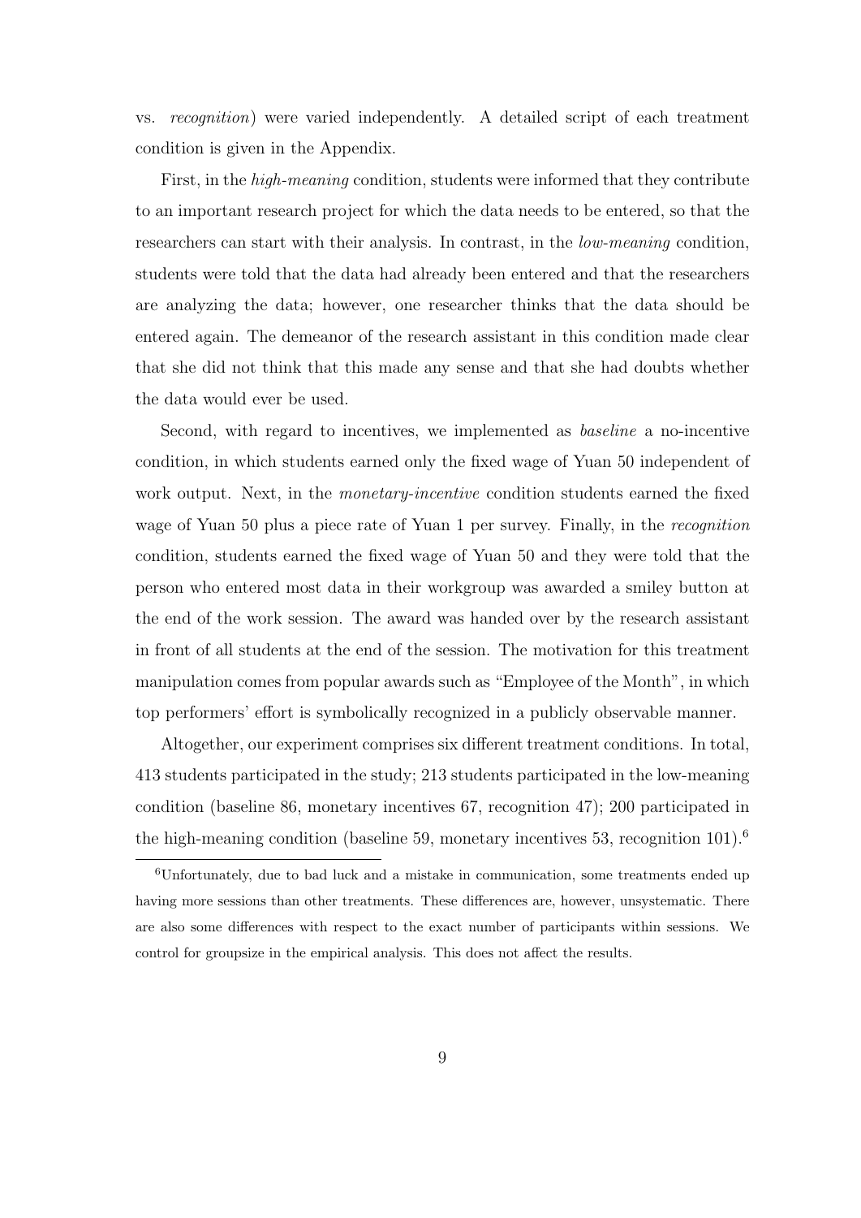vs. *recognition*) were varied independently. A detailed script of each treatment condition is given in the Appendix.

First, in the *high-meaning* condition, students were informed that they contribute to an important research project for which the data needs to be entered, so that the researchers can start with their analysis. In contrast, in the *low-meaning* condition, students were told that the data had already been entered and that the researchers are analyzing the data; however, one researcher thinks that the data should be entered again. The demeanor of the research assistant in this condition made clear that she did not think that this made any sense and that she had doubts whether the data would ever be used.

Second, with regard to incentives, we implemented as *baseline* a no-incentive condition, in which students earned only the fixed wage of Yuan 50 independent of work output. Next, in the *monetary-incentive* condition students earned the fixed wage of Yuan 50 plus a piece rate of Yuan 1 per survey. Finally, in the *recognition* condition, students earned the fixed wage of Yuan 50 and they were told that the person who entered most data in their workgroup was awarded a smiley button at the end of the work session. The award was handed over by the research assistant in front of all students at the end of the session. The motivation for this treatment manipulation comes from popular awards such as "Employee of the Month", in which top performers' effort is symbolically recognized in a publicly observable manner.

Altogether, our experiment comprises six different treatment conditions. In total, 413 students participated in the study; 213 students participated in the low-meaning condition (baseline 86, monetary incentives 67, recognition 47); 200 participated in the high-meaning condition (baseline 59, monetary incentives 53, recognition 101).[6]

[6] Unfortunately, due to bad luck and a mistake in communication, some treatments ended up having more sessions than other treatments. These differences are, however, unsystematic. There are also some differences with respect to the exact number of participants within sessions. We control for groupsize in the empirical analysis. This does not affect the results.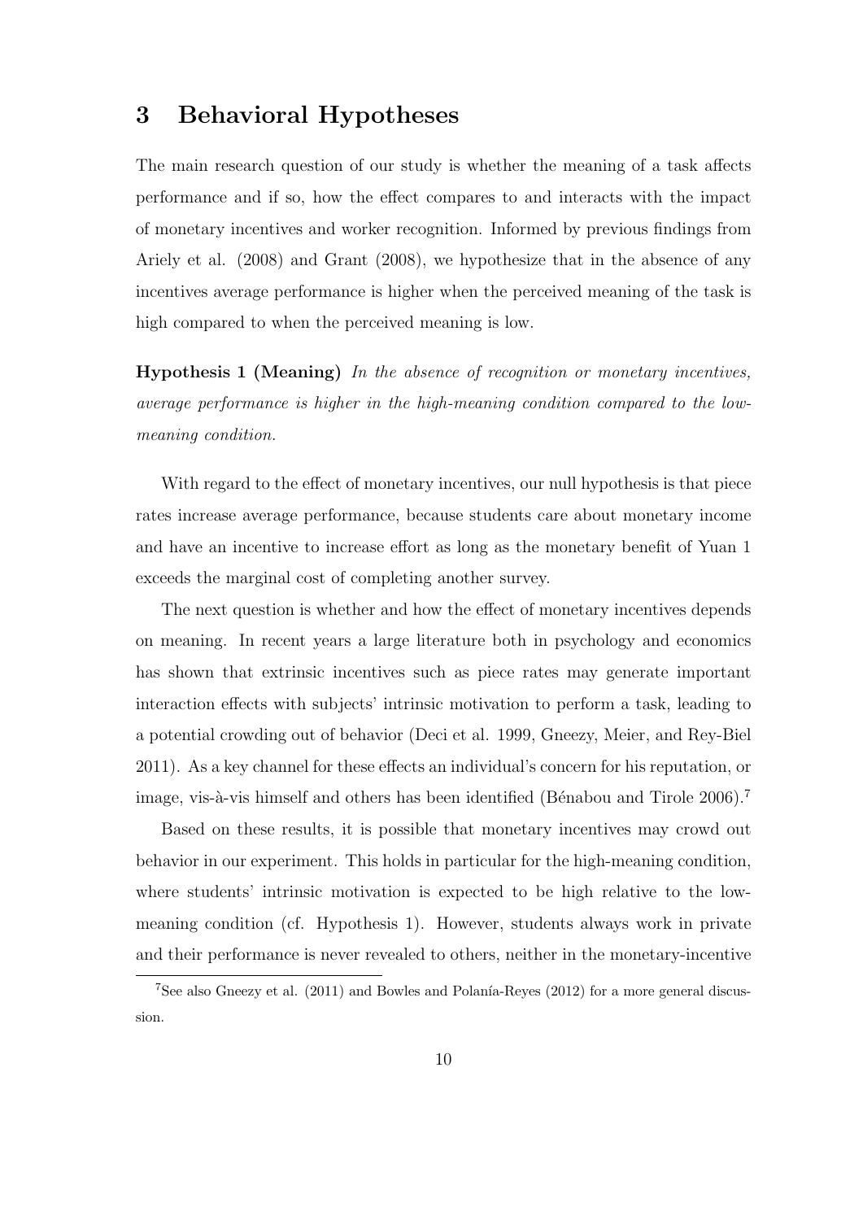## 3 Behavioral Hypotheses

The main research question of our study is whether the meaning of a task affects performance and if so, how the effect compares to and interacts with the impact of monetary incentives and worker recognition. Informed by previous findings from Ariely et al. (2008) and Grant (2008), we hypothesize that in the absence of any incentives average performance is higher when the perceived meaning of the task is high compared to when the perceived meaning is low.

**Hypothesis 1 (Meaning)** *In the absence of recognition or monetary incentives, average performance is higher in the high-meaning condition compared to the low-meaning condition.*

With regard to the effect of monetary incentives, our null hypothesis is that piece rates increase average performance, because students care about monetary income and have an incentive to increase effort as long as the monetary benefit of Yuan 1 exceeds the marginal cost of completing another survey.

The next question is whether and how the effect of monetary incentives depends on meaning. In recent years a large literature both in psychology and economics has shown that extrinsic incentives such as piece rates may generate important interaction effects with subjects' intrinsic motivation to perform a task, leading to a potential crowding out of behavior (Deci et al. 1999, Gneezy, Meier, and Rey-Biel 2011). As a key channel for these effects an individual's concern for his reputation, or image, vis-à-vis himself and others has been identified (Bénabou and Tirole 2006).[7]

Based on these results, it is possible that monetary incentives may crowd out behavior in our experiment. This holds in particular for the high-meaning condition, where students' intrinsic motivation is expected to be high relative to the low-meaning condition (cf. Hypothesis 1). However, students always work in private and their performance is never revealed to others, neither in the monetary-incentive

[7] See also Gneezy et al. (2011) and Bowles and Polanía-Reyes (2012) for a more general discussion.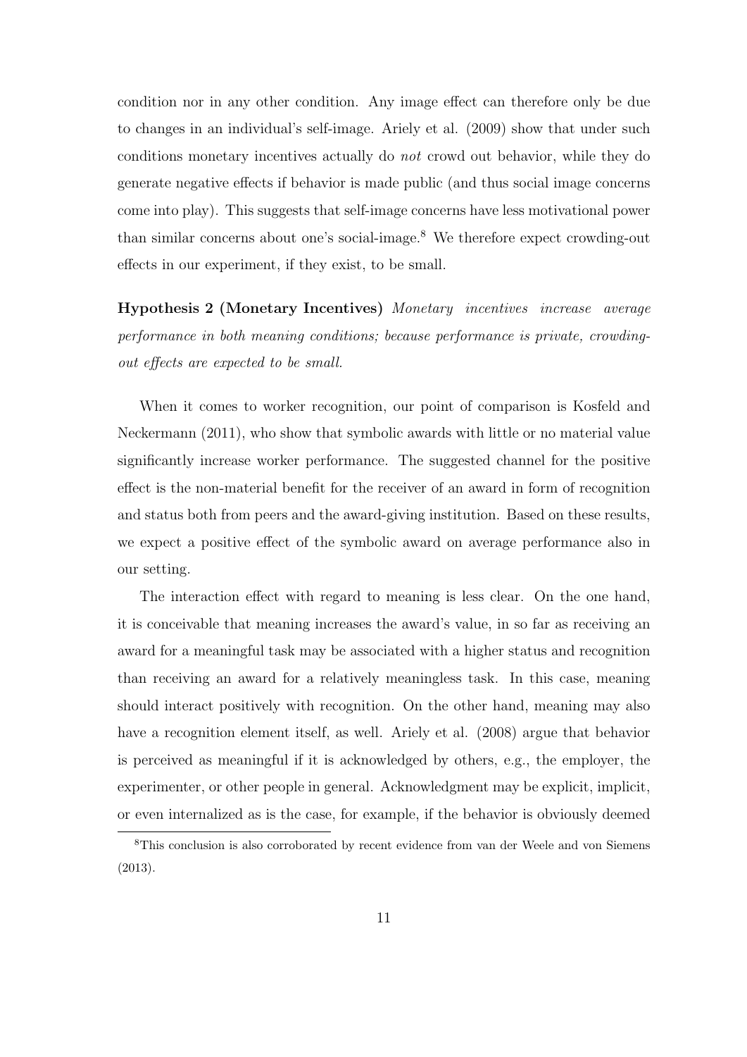condition nor in any other condition. Any image effect can therefore only be due to changes in an individual's self-image. Ariely et al. (2009) show that under such conditions monetary incentives actually do *not* crowd out behavior, while they do generate negative effects if behavior is made public (and thus social image concerns come into play). This suggests that self-image concerns have less motivational power than similar concerns about one's social-image.[8] We therefore expect crowding-out effects in our experiment, if they exist, to be small.

**Hypothesis 2 (Monetary Incentives)** *Monetary incentives increase average performance in both meaning conditions; because performance is private, crowding-out effects are expected to be small.*

When it comes to worker recognition, our point of comparison is Kosfeld and Neckermann (2011), who show that symbolic awards with little or no material value significantly increase worker performance. The suggested channel for the positive effect is the non-material benefit for the receiver of an award in form of recognition and status both from peers and the award-giving institution. Based on these results, we expect a positive effect of the symbolic award on average performance also in our setting.

The interaction effect with regard to meaning is less clear. On the one hand, it is conceivable that meaning increases the award's value, in so far as receiving an award for a meaningful task may be associated with a higher status and recognition than receiving an award for a relatively meaningless task. In this case, meaning should interact positively with recognition. On the other hand, meaning may also have a recognition element itself, as well. Ariely et al. (2008) argue that behavior is perceived as meaningful if it is acknowledged by others, e.g., the employer, the experimenter, or other people in general. Acknowledgment may be explicit, implicit, or even internalized as is the case, for example, if the behavior is obviously deemed

[8] This conclusion is also corroborated by recent evidence from van der Weele and von Siemens (2013).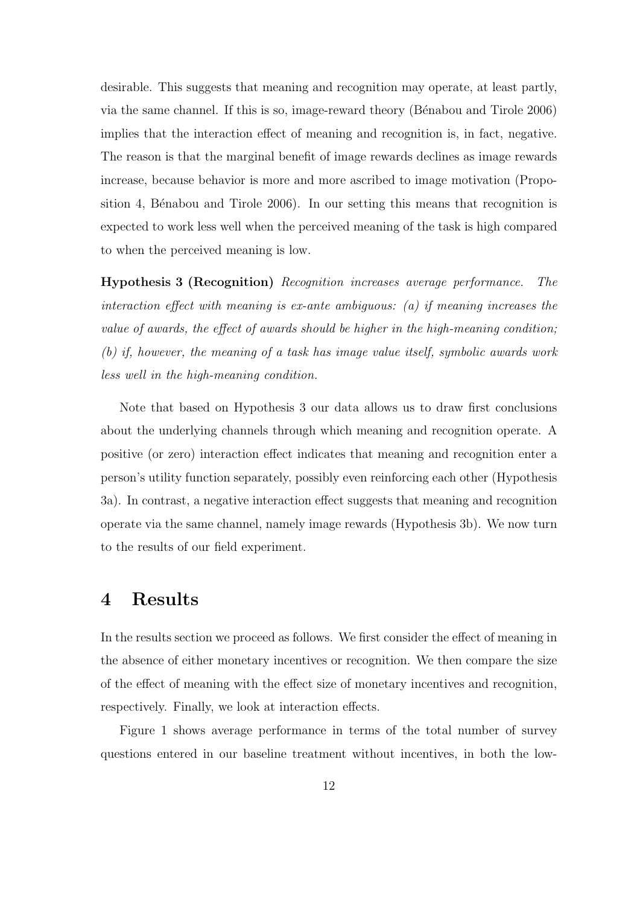desirable. This suggests that meaning and recognition may operate, at least partly, via the same channel. If this is so, image-reward theory (Bénabou and Tirole 2006) implies that the interaction effect of meaning and recognition is, in fact, negative. The reason is that the marginal benefit of image rewards declines as image rewards increase, because behavior is more and more ascribed to image motivation (Proposition 4, Bénabou and Tirole 2006). In our setting this means that recognition is expected to work less well when the perceived meaning of the task is high compared to when the perceived meaning is low.

**Hypothesis 3 (Recognition)** *Recognition increases average performance. The interaction effect with meaning is ex-ante ambiguous: (a) if meaning increases the value of awards, the effect of awards should be higher in the high-meaning condition; (b) if, however, the meaning of a task has image value itself, symbolic awards work less well in the high-meaning condition.*

Note that based on Hypothesis 3 our data allows us to draw first conclusions about the underlying channels through which meaning and recognition operate. A positive (or zero) interaction effect indicates that meaning and recognition enter a person's utility function separately, possibly even reinforcing each other (Hypothesis 3a). In contrast, a negative interaction effect suggests that meaning and recognition operate via the same channel, namely image rewards (Hypothesis 3b). We now turn to the results of our field experiment.

# 4 Results

In the results section we proceed as follows. We first consider the effect of meaning in the absence of either monetary incentives or recognition. We then compare the size of the effect of meaning with the effect size of monetary incentives and recognition, respectively. Finally, we look at interaction effects.

Figure 1 shows average performance in terms of the total number of survey questions entered in our baseline treatment without incentives, in both the low-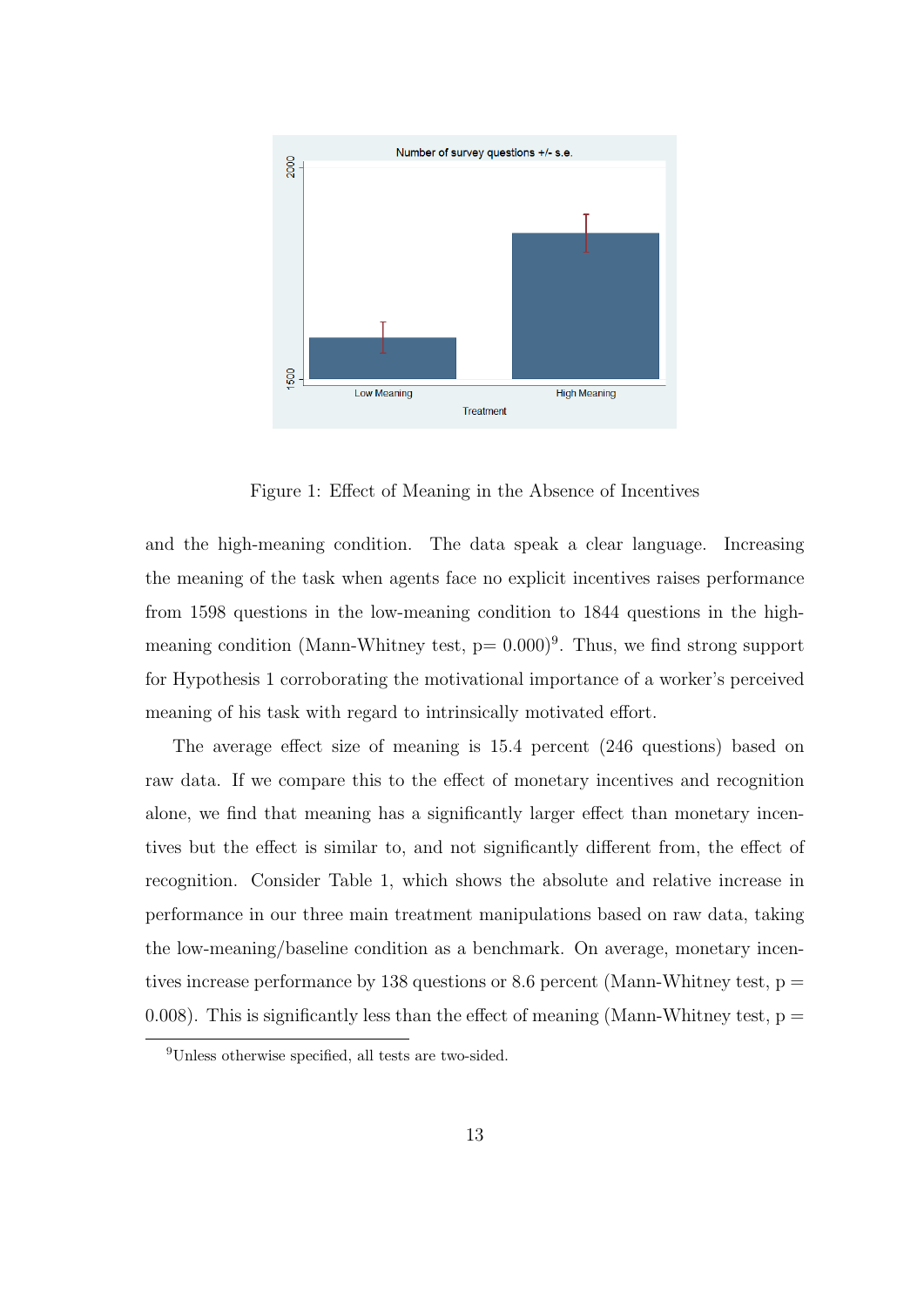Figure 1: Effect of Meaning in the Absence of Incentives

and the high-meaning condition. The data speak a clear language. Increasing the meaning of the task when agents face no explicit incentives raises performance from 1598 questions in the low-meaning condition to 1844 questions in the high-meaning condition (Mann-Whitney test, p= 0.000)[9]. Thus, we find strong support for Hypothesis 1 corroborating the motivational importance of a worker's perceived meaning of his task with regard to intrinsically motivated effort.

The average effect size of meaning is 15.4 percent (246 questions) based on raw data. If we compare this to the effect of monetary incentives and recognition alone, we find that meaning has a significantly larger effect than monetary incentives but the effect is similar to, and not significantly different from, the effect of recognition. Consider Table 1, which shows the absolute and relative increase in performance in our three main treatment manipulations based on raw data, taking the low-meaning/baseline condition as a benchmark. On average, monetary incentives increase performance by 138 questions or 8.6 percent (Mann-Whitney test, p = 0.008). This is significantly less than the effect of meaning (Mann-Whitney test, p =

[9]Unless otherwise specified, all tests are two-sided.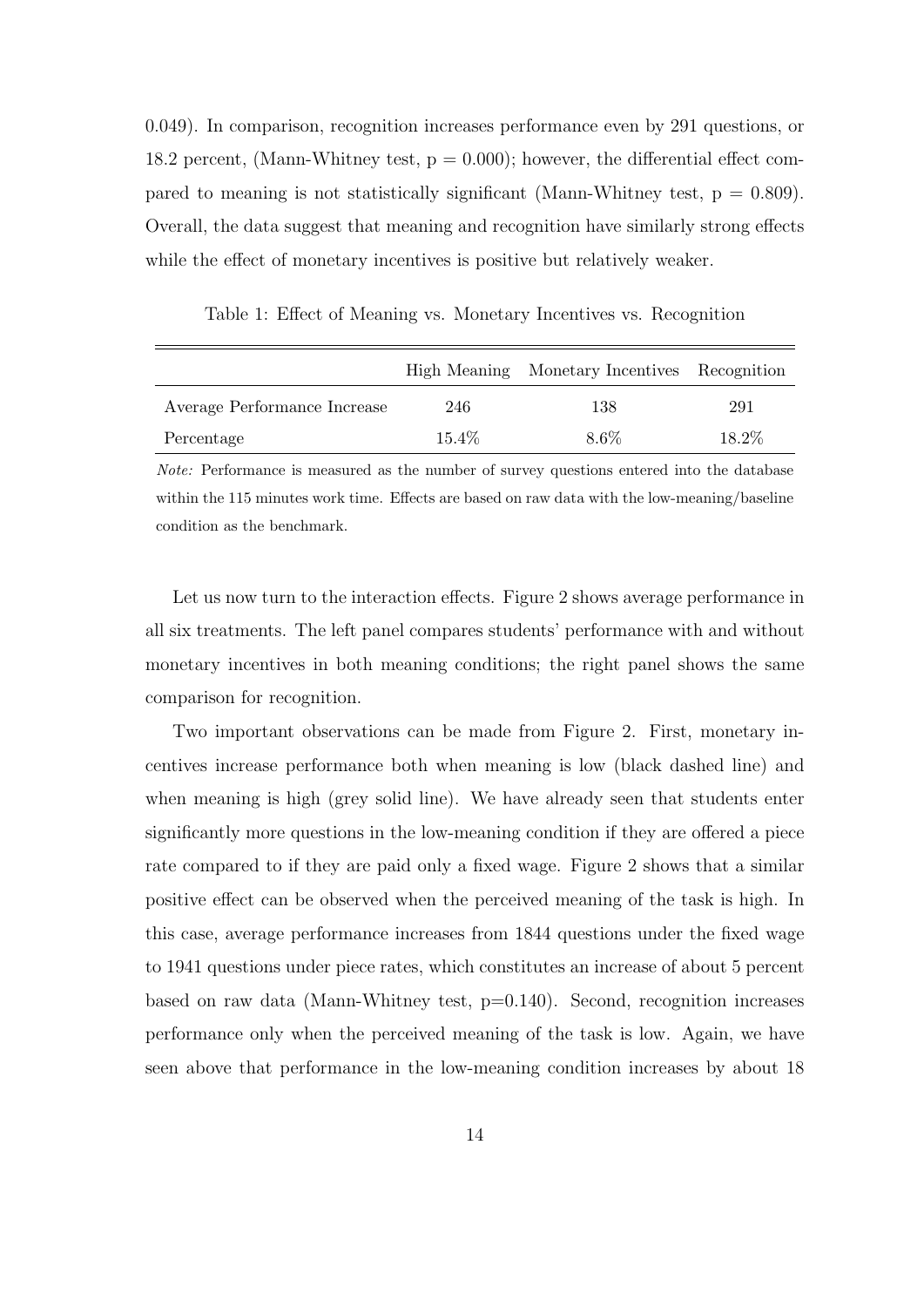0.049). In comparison, recognition increases performance even by 291 questions, or 18.2 percent, (Mann-Whitney test, $p = 0.000$); however, the differential effect compared to meaning is not statistically significant (Mann-Whitney test, $p = 0.809$). Overall, the data suggest that meaning and recognition have similarly strong effects while the effect of monetary incentives is positive but relatively weaker.

Table 1: Effect of Meaning vs. Monetary Incentives vs. Recognition

| | High Meaning | Monetary Incentives | Recognition |
|---|---|---|---|
| Average Performance Increase | 246 | 138 | 291 |
| Percentage | 15.4% | 8.6% | 18.2% |

*Note:* Performance is measured as the number of survey questions entered into the database within the 115 minutes work time. Effects are based on raw data with the low-meaning/baseline condition as the benchmark.

Let us now turn to the interaction effects. Figure 2 shows average performance in all six treatments. The left panel compares students' performance with and without monetary incentives in both meaning conditions; the right panel shows the same comparison for recognition.

Two important observations can be made from Figure 2. First, monetary incentives increase performance both when meaning is low (black dashed line) and when meaning is high (grey solid line). We have already seen that students enter significantly more questions in the low-meaning condition if they are offered a piece rate compared to if they are paid only a fixed wage. Figure 2 shows that a similar positive effect can be observed when the perceived meaning of the task is high. In this case, average performance increases from 1844 questions under the fixed wage to 1941 questions under piece rates, which constitutes an increase of about 5 percent based on raw data (Mann-Whitney test, $p=0.140$). Second, recognition increases performance only when the perceived meaning of the task is low. Again, we have seen above that performance in the low-meaning condition increases by about 18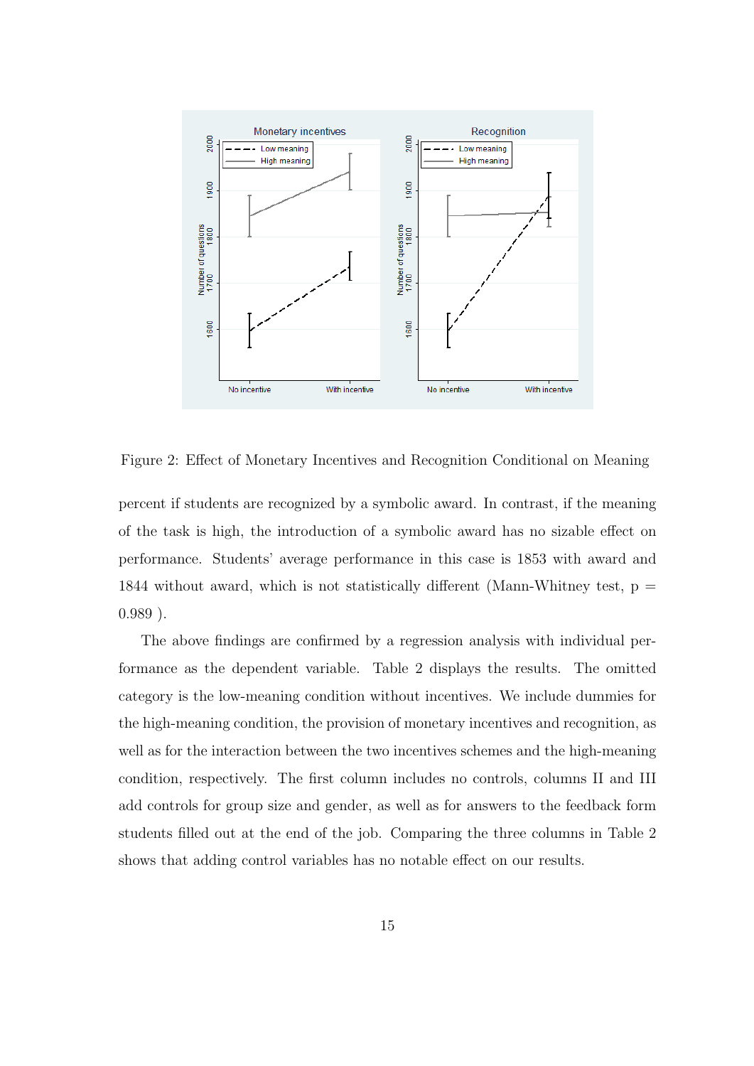Figure 2: Effect of Monetary Incentives and Recognition Conditional on Meaning

percent if students are recognized by a symbolic award. In contrast, if the meaning of the task is high, the introduction of a symbolic award has no sizable effect on performance. Students' average performance in this case is 1853 with award and 1844 without award, which is not statistically different (Mann-Whitney test, p = 0.989 ).

The above findings are confirmed by a regression analysis with individual performance as the dependent variable. Table 2 displays the results. The omitted category is the low-meaning condition without incentives. We include dummies for the high-meaning condition, the provision of monetary incentives and recognition, as well as for the interaction between the two incentives schemes and the high-meaning condition, respectively. The first column includes no controls, columns II and III add controls for group size and gender, as well as for answers to the feedback form students filled out at the end of the job. Comparing the three columns in Table 2 shows that adding control variables has no notable effect on our results.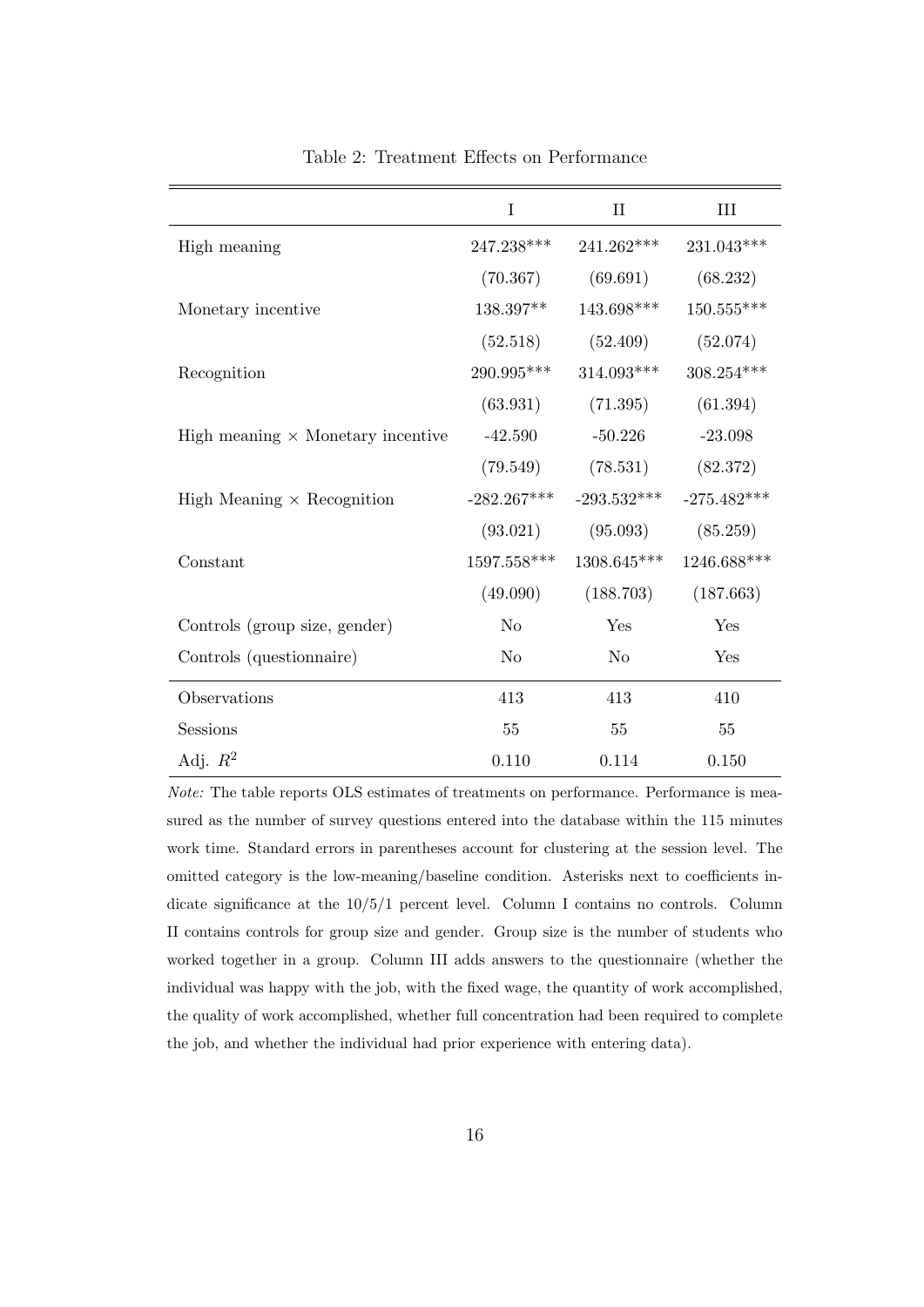Table 2: Treatment Effects on Performance

| | I | II | III |
|---|---|---|---|
| High meaning | 247.238*** | 241.262*** | 231.043*** |
| | (70.367) | (69.691) | (68.232) |
| Monetary incentive | 138.397** | 143.698*** | 150.555*** |
| | (52.518) | (52.409) | (52.074) |
| Recognition | 290.995*** | 314.093*** | 308.254*** |
| | (63.931) | (71.395) | (61.394) |
| High meaning × Monetary incentive | -42.590 | -50.226 | -23.098 |
| | (79.549) | (78.531) | (82.372) |
| High Meaning × Recognition | -282.267*** | -293.532*** | -275.482*** |
| | (93.021) | (95.093) | (85.259) |
| Constant | 1597.558*** | 1308.645*** | 1246.688*** |
| | (49.090) | (188.703) | (187.663) |
| Controls (group size, gender) | No | Yes | Yes |
| Controls (questionnaire) | No | No | Yes |
| Observations | 413 | 413 | 410 |
| Sessions | 55 | 55 | 55 |
| Adj. $R^2$ | 0.110 | 0.114 | 0.150 |

*Note:* The table reports OLS estimates of treatments on performance. Performance is measured as the number of survey questions entered into the database within the 115 minutes work time. Standard errors in parentheses account for clustering at the session level. The omitted category is the low-meaning/baseline condition. Asterisks next to coefficients indicate significance at the 10/5/1 percent level. Column I contains no controls. Column II contains controls for group size and gender. Group size is the number of students who worked together in a group. Column III adds answers to the questionnaire (whether the individual was happy with the job, with the fixed wage, the quantity of work accomplished, the quality of work accomplished, whether full concentration had been required to complete the job, and whether the individual had prior experience with entering data).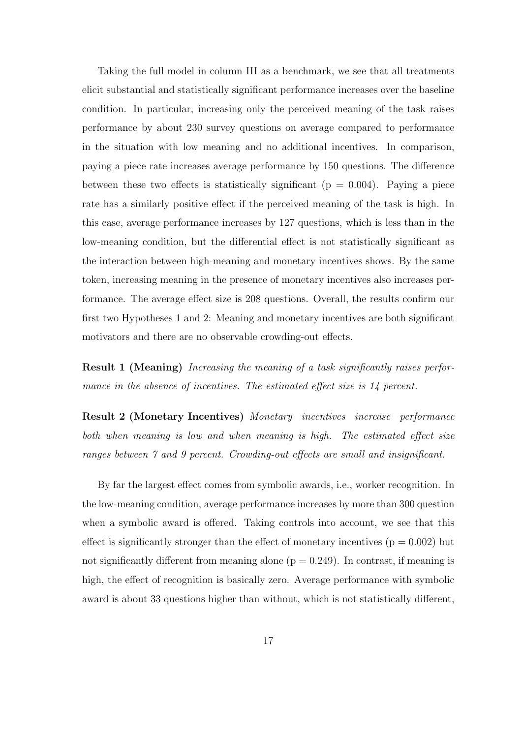Taking the full model in column III as a benchmark, we see that all treatments elicit substantial and statistically significant performance increases over the baseline condition. In particular, increasing only the perceived meaning of the task raises performance by about 230 survey questions on average compared to performance in the situation with low meaning and no additional incentives. In comparison, paying a piece rate increases average performance by 150 questions. The difference between these two effects is statistically significant (p = 0.004). Paying a piece rate has a similarly positive effect if the perceived meaning of the task is high. In this case, average performance increases by 127 questions, which is less than in the low-meaning condition, but the differential effect is not statistically significant as the interaction between high-meaning and monetary incentives shows. By the same token, increasing meaning in the presence of monetary incentives also increases performance. The average effect size is 208 questions. Overall, the results confirm our first two Hypotheses 1 and 2: Meaning and monetary incentives are both significant motivators and there are no observable crowding-out effects.

**Result 1 (Meaning)** *Increasing the meaning of a task significantly raises performance in the absence of incentives. The estimated effect size is 14 percent.*

**Result 2 (Monetary Incentives)** *Monetary incentives increase performance both when meaning is low and when meaning is high. The estimated effect size ranges between 7 and 9 percent. Crowding-out effects are small and insignificant.*

By far the largest effect comes from symbolic awards, i.e., worker recognition. In the low-meaning condition, average performance increases by more than 300 question when a symbolic award is offered. Taking controls into account, we see that this effect is significantly stronger than the effect of monetary incentives (p = 0.002) but not significantly different from meaning alone (p = 0.249). In contrast, if meaning is high, the effect of recognition is basically zero. Average performance with symbolic award is about 33 questions higher than without, which is not statistically different,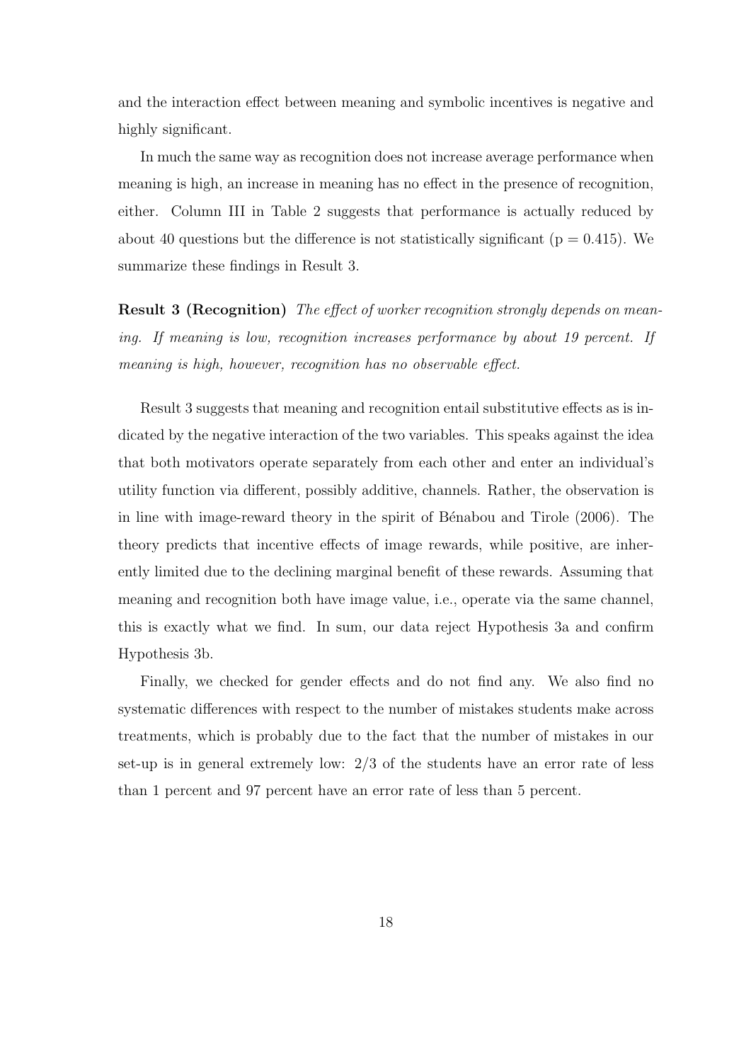and the interaction effect between meaning and symbolic incentives is negative and highly significant.

In much the same way as recognition does not increase average performance when meaning is high, an increase in meaning has no effect in the presence of recognition, either. Column III in Table 2 suggests that performance is actually reduced by about 40 questions but the difference is not statistically significant (p = 0.415). We summarize these findings in Result 3.

**Result 3 (Recognition)** *The effect of worker recognition strongly depends on meaning. If meaning is low, recognition increases performance by about 19 percent. If meaning is high, however, recognition has no observable effect.*

Result 3 suggests that meaning and recognition entail substitutive effects as is indicated by the negative interaction of the two variables. This speaks against the idea that both motivators operate separately from each other and enter an individual's utility function via different, possibly additive, channels. Rather, the observation is in line with image-reward theory in the spirit of Bénabou and Tirole (2006). The theory predicts that incentive effects of image rewards, while positive, are inherently limited due to the declining marginal benefit of these rewards. Assuming that meaning and recognition both have image value, i.e., operate via the same channel, this is exactly what we find. In sum, our data reject Hypothesis 3a and confirm Hypothesis 3b.

Finally, we checked for gender effects and do not find any. We also find no systematic differences with respect to the number of mistakes students make across treatments, which is probably due to the fact that the number of mistakes in our set-up is in general extremely low: 2/3 of the students have an error rate of less than 1 percent and 97 percent have an error rate of less than 5 percent.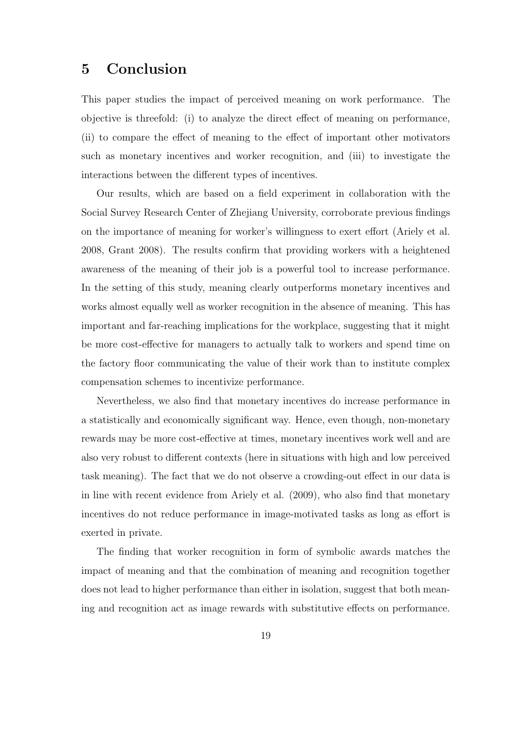# 5 Conclusion

This paper studies the impact of perceived meaning on work performance. The objective is threefold: (i) to analyze the direct effect of meaning on performance, (ii) to compare the effect of meaning to the effect of important other motivators such as monetary incentives and worker recognition, and (iii) to investigate the interactions between the different types of incentives.

Our results, which are based on a field experiment in collaboration with the Social Survey Research Center of Zhejiang University, corroborate previous findings on the importance of meaning for worker's willingness to exert effort (Ariely et al. 2008, Grant 2008). The results confirm that providing workers with a heightened awareness of the meaning of their job is a powerful tool to increase performance. In the setting of this study, meaning clearly outperforms monetary incentives and works almost equally well as worker recognition in the absence of meaning. This has important and far-reaching implications for the workplace, suggesting that it might be more cost-effective for managers to actually talk to workers and spend time on the factory floor communicating the value of their work than to institute complex compensation schemes to incentivize performance.

Nevertheless, we also find that monetary incentives do increase performance in a statistically and economically significant way. Hence, even though, non-monetary rewards may be more cost-effective at times, monetary incentives work well and are also very robust to different contexts (here in situations with high and low perceived task meaning). The fact that we do not observe a crowding-out effect in our data is in line with recent evidence from Ariely et al. (2009), who also find that monetary incentives do not reduce performance in image-motivated tasks as long as effort is exerted in private.

The finding that worker recognition in form of symbolic awards matches the impact of meaning and that the combination of meaning and recognition together does not lead to higher performance than either in isolation, suggest that both meaning and recognition act as image rewards with substitutive effects on performance.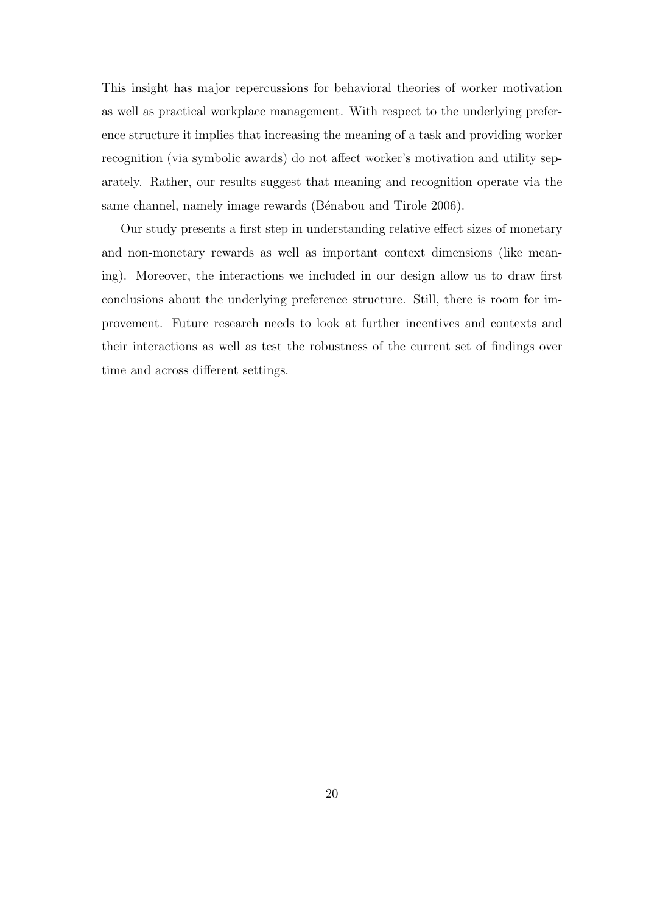This insight has major repercussions for behavioral theories of worker motivation as well as practical workplace management. With respect to the underlying preference structure it implies that increasing the meaning of a task and providing worker recognition (via symbolic awards) do not affect worker's motivation and utility separately. Rather, our results suggest that meaning and recognition operate via the same channel, namely image rewards (Bénabou and Tirole 2006).

Our study presents a first step in understanding relative effect sizes of monetary and non-monetary rewards as well as important context dimensions (like meaning). Moreover, the interactions we included in our design allow us to draw first conclusions about the underlying preference structure. Still, there is room for improvement. Future research needs to look at further incentives and contexts and their interactions as well as test the robustness of the current set of findings over time and across different settings.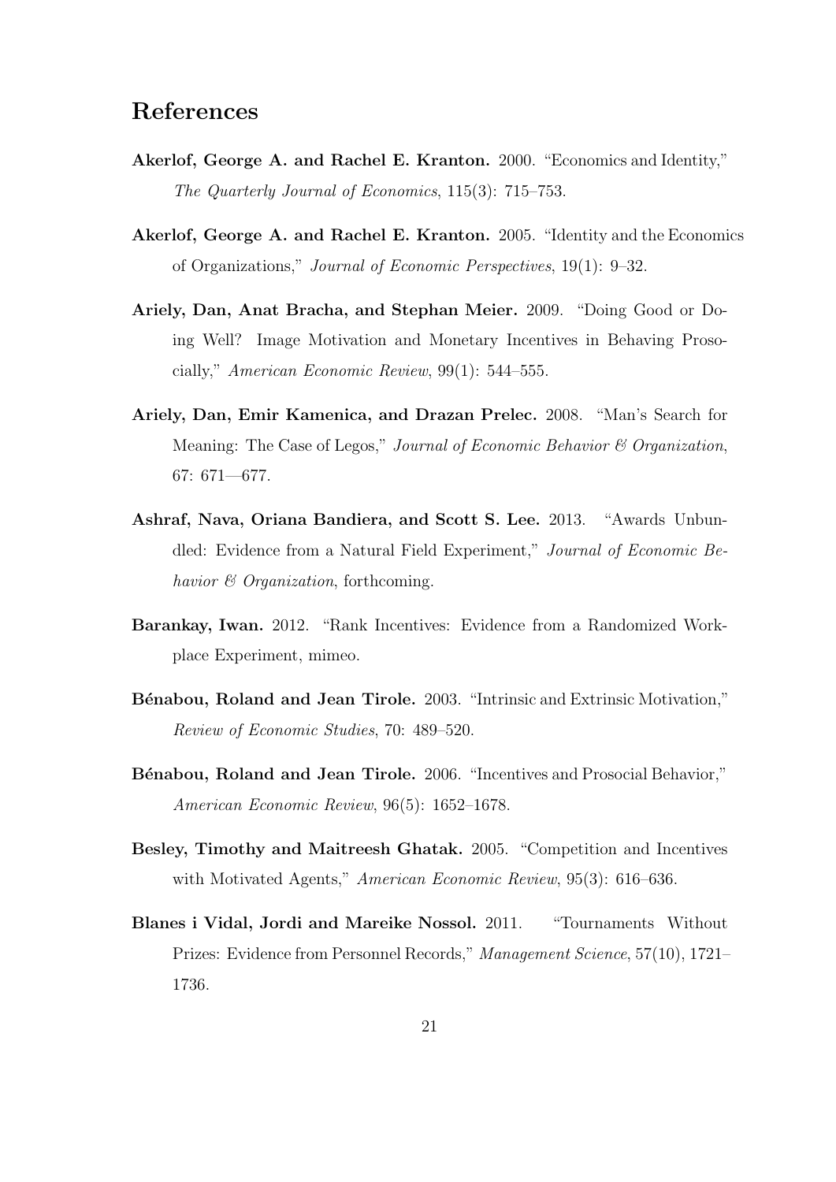# References

**Akerlof, George A. and Rachel E. Kranton.** 2000. "Economics and Identity," *The Quarterly Journal of Economics*, 115(3): 715–753.

**Akerlof, George A. and Rachel E. Kranton.** 2005. "Identity and the Economics of Organizations," *Journal of Economic Perspectives*, 19(1): 9–32.

**Ariely, Dan, Anat Bracha, and Stephan Meier.** 2009. "Doing Good or Doing Well? Image Motivation and Monetary Incentives in Behaving Prosocially," *American Economic Review*, 99(1): 544–555.

**Ariely, Dan, Emir Kamenica, and Drazan Prelec.** 2008. "Man's Search for Meaning: The Case of Legos," *Journal of Economic Behavior & Organization*, 67: 671—677.

**Ashraf, Nava, Oriana Bandiera, and Scott S. Lee.** 2013. "Awards Unbundled: Evidence from a Natural Field Experiment," *Journal of Economic Behavior & Organization*, forthcoming.

**Barankay, Iwan.** 2012. "Rank Incentives: Evidence from a Randomized Workplace Experiment, mimeo.

**Bénabou, Roland and Jean Tirole.** 2003. "Intrinsic and Extrinsic Motivation," *Review of Economic Studies*, 70: 489–520.

**Bénabou, Roland and Jean Tirole.** 2006. "Incentives and Prosocial Behavior," *American Economic Review*, 96(5): 1652–1678.

**Besley, Timothy and Maitreesh Ghatak.** 2005. "Competition and Incentives with Motivated Agents," *American Economic Review*, 95(3): 616–636.

**Blanes i Vidal, Jordi and Mareike Nossol.** 2011. "Tournaments Without Prizes: Evidence from Personnel Records," *Management Science*, 57(10), 1721–1736.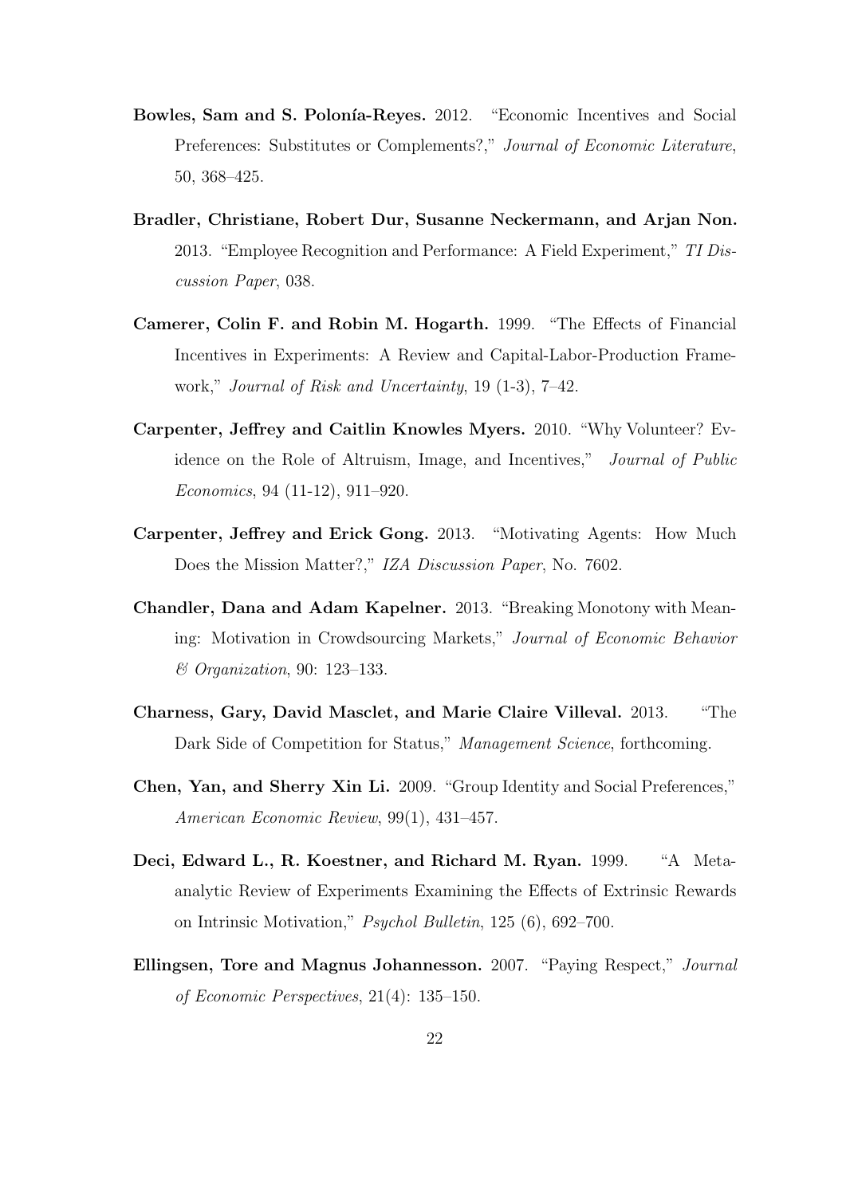**Bowles, Sam and S. Polonía-Reyes.** 2012. "Economic Incentives and Social Preferences: Substitutes or Complements?," *Journal of Economic Literature*, 50, 368–425.

**Bradler, Christiane, Robert Dur, Susanne Neckermann, and Arjan Non.** 2013. "Employee Recognition and Performance: A Field Experiment," *TI Discussion Paper*, 038.

**Camerer, Colin F. and Robin M. Hogarth.** 1999. "The Effects of Financial Incentives in Experiments: A Review and Capital-Labor-Production Framework," *Journal of Risk and Uncertainty*, 19 (1-3), 7–42.

**Carpenter, Jeffrey and Caitlin Knowles Myers.** 2010. "Why Volunteer? Evidence on the Role of Altruism, Image, and Incentives," *Journal of Public Economics*, 94 (11-12), 911–920.

**Carpenter, Jeffrey and Erick Gong.** 2013. "Motivating Agents: How Much Does the Mission Matter?," *IZA Discussion Paper*, No. 7602.

**Chandler, Dana and Adam Kapelner.** 2013. "Breaking Monotony with Meaning: Motivation in Crowdsourcing Markets," *Journal of Economic Behavior & Organization*, 90: 123–133.

**Charness, Gary, David Masclet, and Marie Claire Villeval.** 2013. "The Dark Side of Competition for Status," *Management Science*, forthcoming.

**Chen, Yan, and Sherry Xin Li.** 2009. "Group Identity and Social Preferences," *American Economic Review*, 99(1), 431–457.

**Deci, Edward L., R. Koestner, and Richard M. Ryan.** 1999. "A Meta-analytic Review of Experiments Examining the Effects of Extrinsic Rewards on Intrinsic Motivation," *Psychol Bulletin*, 125 (6), 692–700.

**Ellingsen, Tore and Magnus Johannesson.** 2007. "Paying Respect," *Journal of Economic Perspectives*, 21(4): 135–150.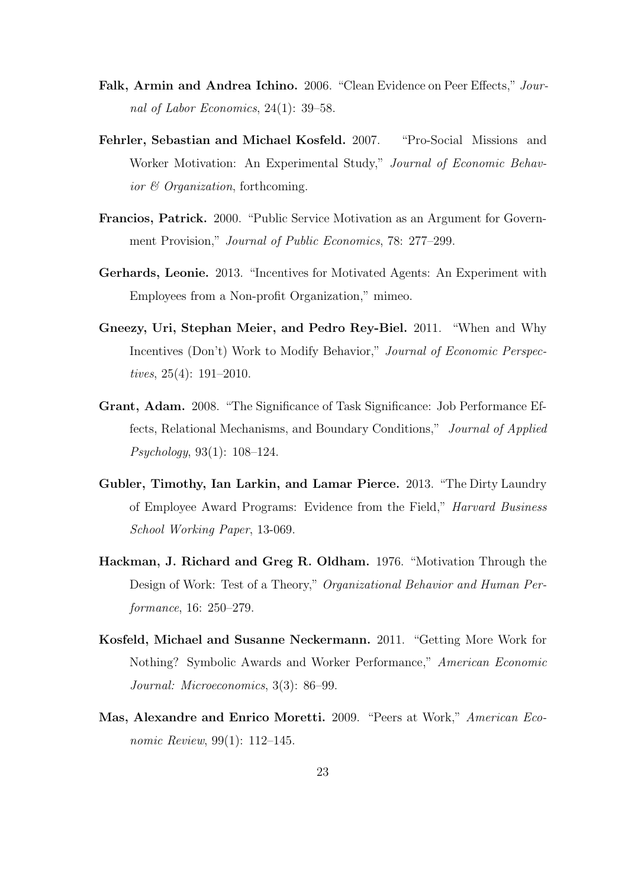**Falk, Armin and Andrea Ichino.** 2006. "Clean Evidence on Peer Effects," *Journal of Labor Economics*, 24(1): 39–58.

**Fehrler, Sebastian and Michael Kosfeld.** 2007. "Pro-Social Missions and Worker Motivation: An Experimental Study," *Journal of Economic Behavior & Organization*, forthcoming.

**Francios, Patrick.** 2000. "Public Service Motivation as an Argument for Government Provision," *Journal of Public Economics*, 78: 277–299.

**Gerhards, Leonie.** 2013. "Incentives for Motivated Agents: An Experiment with Employees from a Non-profit Organization," mimeo.

**Gneezy, Uri, Stephan Meier, and Pedro Rey-Biel.** 2011. "When and Why Incentives (Don't) Work to Modify Behavior," *Journal of Economic Perspectives*, 25(4): 191–2010.

**Grant, Adam.** 2008. "The Significance of Task Significance: Job Performance Effects, Relational Mechanisms, and Boundary Conditions," *Journal of Applied Psychology*, 93(1): 108–124.

**Gubler, Timothy, Ian Larkin, and Lamar Pierce.** 2013. "The Dirty Laundry of Employee Award Programs: Evidence from the Field," *Harvard Business School Working Paper*, 13-069.

**Hackman, J. Richard and Greg R. Oldham.** 1976. "Motivation Through the Design of Work: Test of a Theory," *Organizational Behavior and Human Performance*, 16: 250–279.

**Kosfeld, Michael and Susanne Neckermann.** 2011. "Getting More Work for Nothing? Symbolic Awards and Worker Performance," *American Economic Journal: Microeconomics*, 3(3): 86–99.

**Mas, Alexandre and Enrico Moretti.** 2009. "Peers at Work," *American Economic Review*, 99(1): 112–145.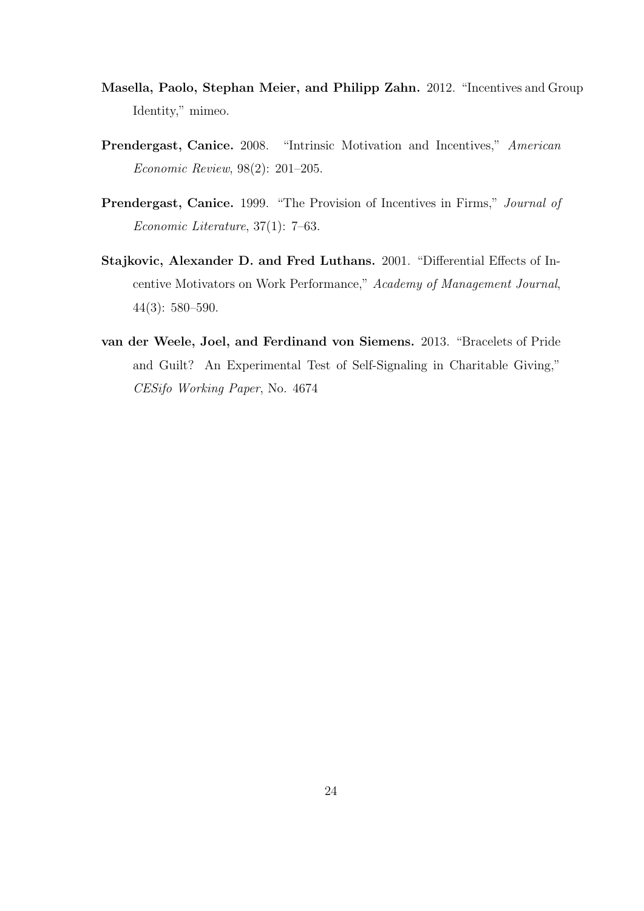**Masella, Paolo, Stephan Meier, and Philipp Zahn.** 2012. "Incentives and Group Identity," mimeo.

**Prendergast, Canice.** 2008. "Intrinsic Motivation and Incentives," *American Economic Review*, 98(2): 201–205.

**Prendergast, Canice.** 1999. "The Provision of Incentives in Firms," *Journal of Economic Literature*, 37(1): 7–63.

**Stajkovic, Alexander D. and Fred Luthans.** 2001. "Differential Effects of Incentive Motivators on Work Performance," *Academy of Management Journal*, 44(3): 580–590.

**van der Weele, Joel, and Ferdinand von Siemens.** 2013. "Bracelets of Pride and Guilt? An Experimental Test of Self-Signaling in Charitable Giving," *CESifo Working Paper*, No. 4674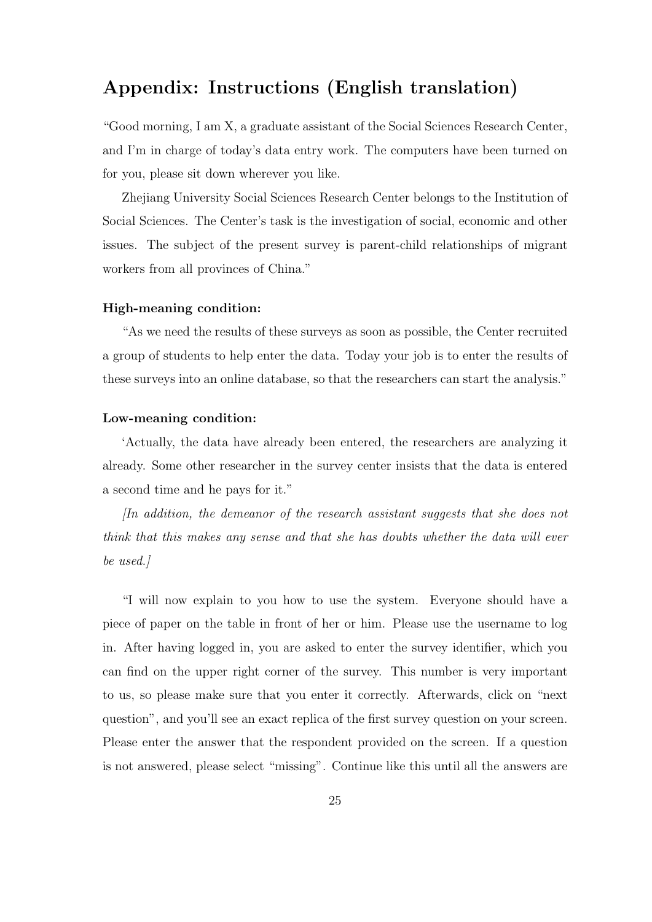## Appendix: Instructions (English translation)

"Good morning, I am X, a graduate assistant of the Social Sciences Research Center, and I'm in charge of today's data entry work. The computers have been turned on for you, please sit down wherever you like.

Zhejiang University Social Sciences Research Center belongs to the Institution of Social Sciences. The Center's task is the investigation of social, economic and other issues. The subject of the present survey is parent-child relationships of migrant workers from all provinces of China."

#### High-meaning condition:

"As we need the results of these surveys as soon as possible, the Center recruited a group of students to help enter the data. Today your job is to enter the results of these surveys into an online database, so that the researchers can start the analysis."

#### Low-meaning condition:

'Actually, the data have already been entered, the researchers are analyzing it already. Some other researcher in the survey center insists that the data is entered a second time and he pays for it."

*[In addition, the demeanor of the research assistant suggests that she does not think that this makes any sense and that she has doubts whether the data will ever be used.]*

"I will now explain to you how to use the system. Everyone should have a piece of paper on the table in front of her or him. Please use the username to log in. After having logged in, you are asked to enter the survey identifier, which you can find on the upper right corner of the survey. This number is very important to us, so please make sure that you enter it correctly. Afterwards, click on "next question", and you'll see an exact replica of the first survey question on your screen. Please enter the answer that the respondent provided on the screen. If a question is not answered, please select "missing". Continue like this until all the answers are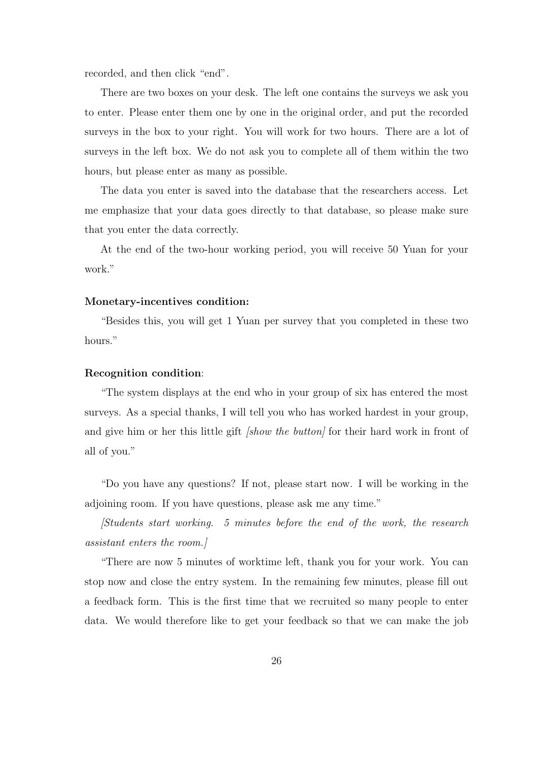recorded, and then click "end".

There are two boxes on your desk. The left one contains the surveys we ask you to enter. Please enter them one by one in the original order, and put the recorded surveys in the box to your right. You will work for two hours. There are a lot of surveys in the left box. We do not ask you to complete all of them within the two hours, but please enter as many as possible.

The data you enter is saved into the database that the researchers access. Let me emphasize that your data goes directly to that database, so please make sure that you enter the data correctly.

At the end of the two-hour working period, you will receive 50 Yuan for your work."

**Monetary-incentives condition:**

"Besides this, you will get 1 Yuan per survey that you completed in these two hours."

**Recognition condition**:

"The system displays at the end who in your group of six has entered the most surveys. As a special thanks, I will tell you who has worked hardest in your group, and give him or her this little gift *[show the button]* for their hard work in front of all of you."

"Do you have any questions? If not, please start now. I will be working in the adjoining room. If you have questions, please ask me any time."

*[Students start working. 5 minutes before the end of the work, the research assistant enters the room.]*

"There are now 5 minutes of worktime left, thank you for your work. You can stop now and close the entry system. In the remaining few minutes, please fill out a feedback form. This is the first time that we recruited so many people to enter data. We would therefore like to get your feedback so that we can make the job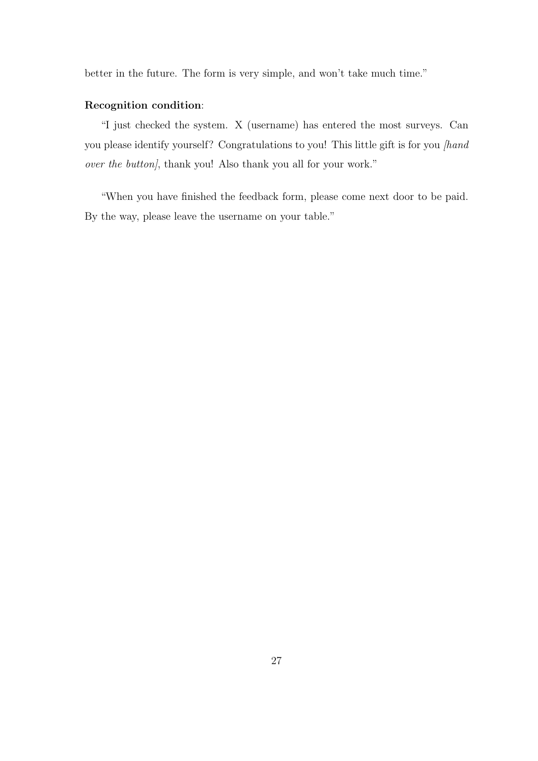better in the future. The form is very simple, and won't take much time."

**Recognition condition**:

"I just checked the system. X (username) has entered the most surveys. Can you please identify yourself? Congratulations to you! This little gift is for you *[hand over the button]*, thank you! Also thank you all for your work."

"When you have finished the feedback form, please come next door to be paid. By the way, please leave the username on your table."